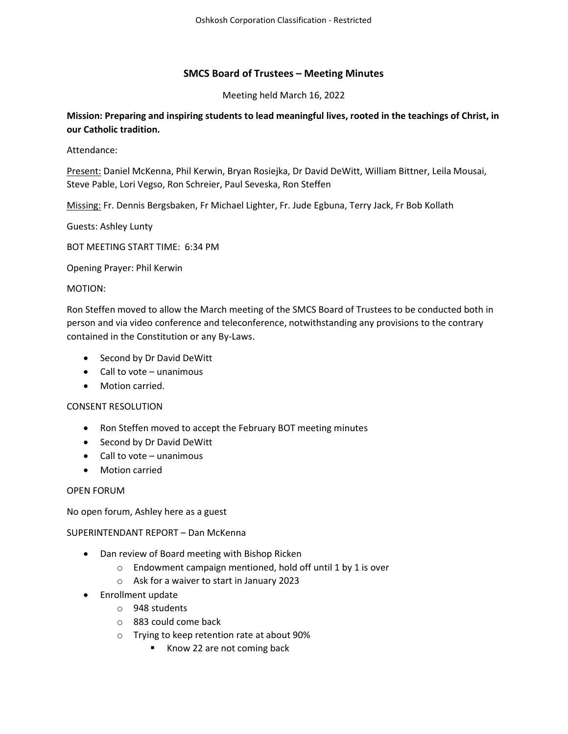## SMCS Board of Trustees – Meeting Minutes

Meeting held March 16, 2022

**Mission: Preparing and inspiring students to lead meaningful lives, rooted in the teachings of Christ, in our Catholic tradition.**

Attendance:

Present: Daniel McKenna, Phil Kerwin, Bryan Rosiejka, Dr David DeWitt, William Bittner, Leila Mousai, Steve Pable, Lori Vegso, Ron Schreier, Paul Seveska, Ron Steffen

Missing: Fr. Dennis Bergsbaken, Fr Michael Lighter, Fr. Jude Egbuna, Terry Jack, Fr Bob Kollath

Guests: Ashley Lunty

BOT MEETING START TIME: 6:34 PM

Opening Prayer: Phil Kerwin

MOTION:

Ron Steffen moved to allow the March meeting of the SMCS Board of Trustees to be conducted both in person and via video conference and teleconference, notwithstanding any provisions to the contrary contained in the Constitution or any By-Laws.

- Second by Dr David DeWitt
- Call to vote – unanimous
- Motion carried.

CONSENT RESOLUTION

- Ron Steffen moved to accept the February BOT meeting minutes
- Second by Dr David DeWitt
- Call to vote – unanimous
- Motion carried

OPEN FORUM

No open forum, Ashley here as a guest

SUPERINTENDANT REPORT – Dan McKenna

- Dan review of Board meeting with Bishop Ricken
  - Endowment campaign mentioned, hold off until 1 by 1 is over
  - Ask for a waiver to start in January 2023
- Enrollment update
  - 948 students
  - 883 could come back
  - Trying to keep retention rate at about 90%
    - Know 22 are not coming back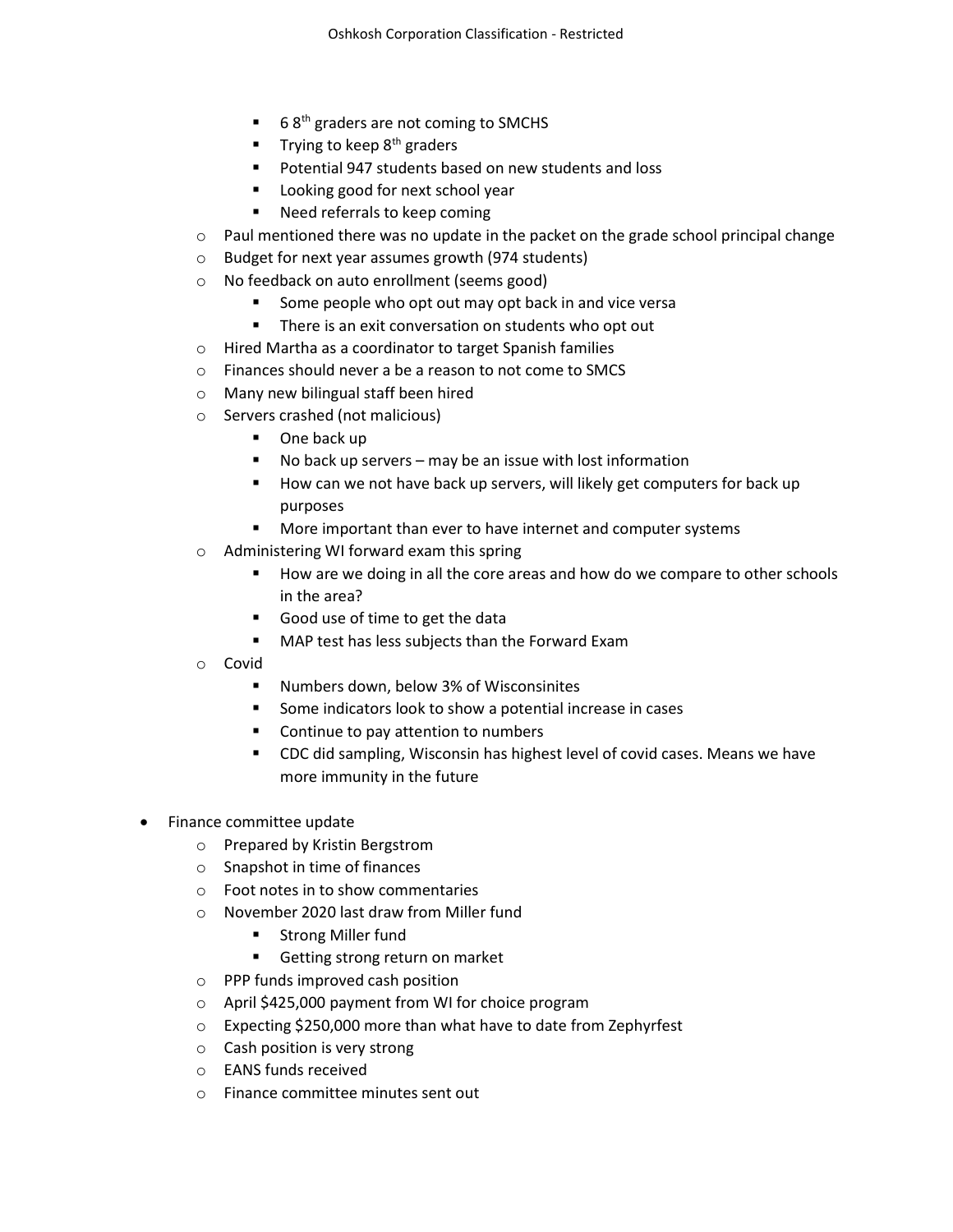- 6 8th graders are not coming to SMCHS
        - Trying to keep 8th graders
        - Potential 947 students based on new students and loss
        - Looking good for next school year
        - Need referrals to keep coming
    - Paul mentioned there was no update in the packet on the grade school principal change
    - Budget for next year assumes growth (974 students)
    - No feedback on auto enrollment (seems good)
        - Some people who opt out may opt back in and vice versa
        - There is an exit conversation on students who opt out
    - Hired Martha as a coordinator to target Spanish families
    - Finances should never a be a reason to not come to SMCS
    - Many new bilingual staff been hired
    - Servers crashed (not malicious)
        - One back up
        - No back up servers – may be an issue with lost information
        - How can we not have back up servers, will likely get computers for back up purposes
        - More important than ever to have internet and computer systems
    - Administering WI forward exam this spring
        - How are we doing in all the core areas and how do we compare to other schools in the area?
        - Good use of time to get the data
        - MAP test has less subjects than the Forward Exam
    - Covid
        - Numbers down, below 3% of Wisconsinites
        - Some indicators look to show a potential increase in cases
        - Continue to pay attention to numbers
        - CDC did sampling, Wisconsin has highest level of covid cases. Means we have more immunity in the future

- Finance committee update
    - Prepared by Kristin Bergstrom
    - Snapshot in time of finances
    - Foot notes in to show commentaries
    - November 2020 last draw from Miller fund
        - Strong Miller fund
        - Getting strong return on market
    - PPP funds improved cash position
    - April $425,000 payment from WI for choice program
    - Expecting $250,000 more than what have to date from Zephyrfest
    - Cash position is very strong
    - EANS funds received
    - Finance committee minutes sent out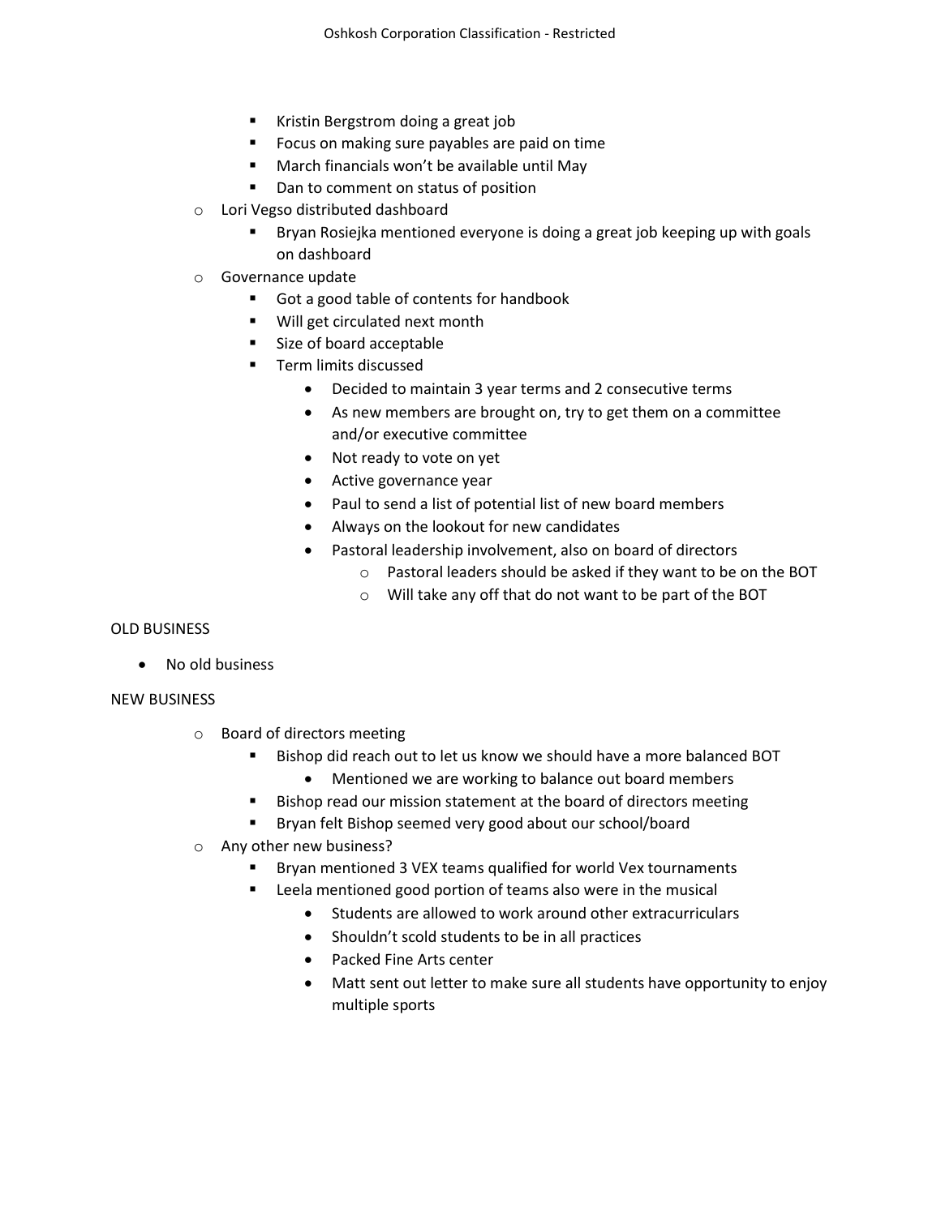- Kristin Bergstrom doing a great job
        - Focus on making sure payables are paid on time
        - March financials won't be available until May
        - Dan to comment on status of position
    - Lori Vegso distributed dashboard
        - Bryan Rosiejka mentioned everyone is doing a great job keeping up with goals on dashboard
    - Governance update
        - Got a good table of contents for handbook
        - Will get circulated next month
        - Size of board acceptable
        - Term limits discussed
            - Decided to maintain 3 year terms and 2 consecutive terms
            - As new members are brought on, try to get them on a committee and/or executive committee
            - Not ready to vote on yet
            - Active governance year
            - Paul to send a list of potential list of new board members
            - Always on the lookout for new candidates
            - Pastoral leadership involvement, also on board of directors
                - Pastoral leaders should be asked if they want to be on the BOT
                - Will take any off that do not want to be part of the BOT

OLD BUSINESS

- No old business

NEW BUSINESS

- Board of directors meeting
    - Bishop did reach out to let us know we should have a more balanced BOT
        - Mentioned we are working to balance out board members
    - Bishop read our mission statement at the board of directors meeting
    - Bryan felt Bishop seemed very good about our school/board
- Any other new business?
    - Bryan mentioned 3 VEX teams qualified for world Vex tournaments
    - Leela mentioned good portion of teams also were in the musical
        - Students are allowed to work around other extracurriculars
        - Shouldn't scold students to be in all practices
        - Packed Fine Arts center
        - Matt sent out letter to make sure all students have opportunity to enjoy multiple sports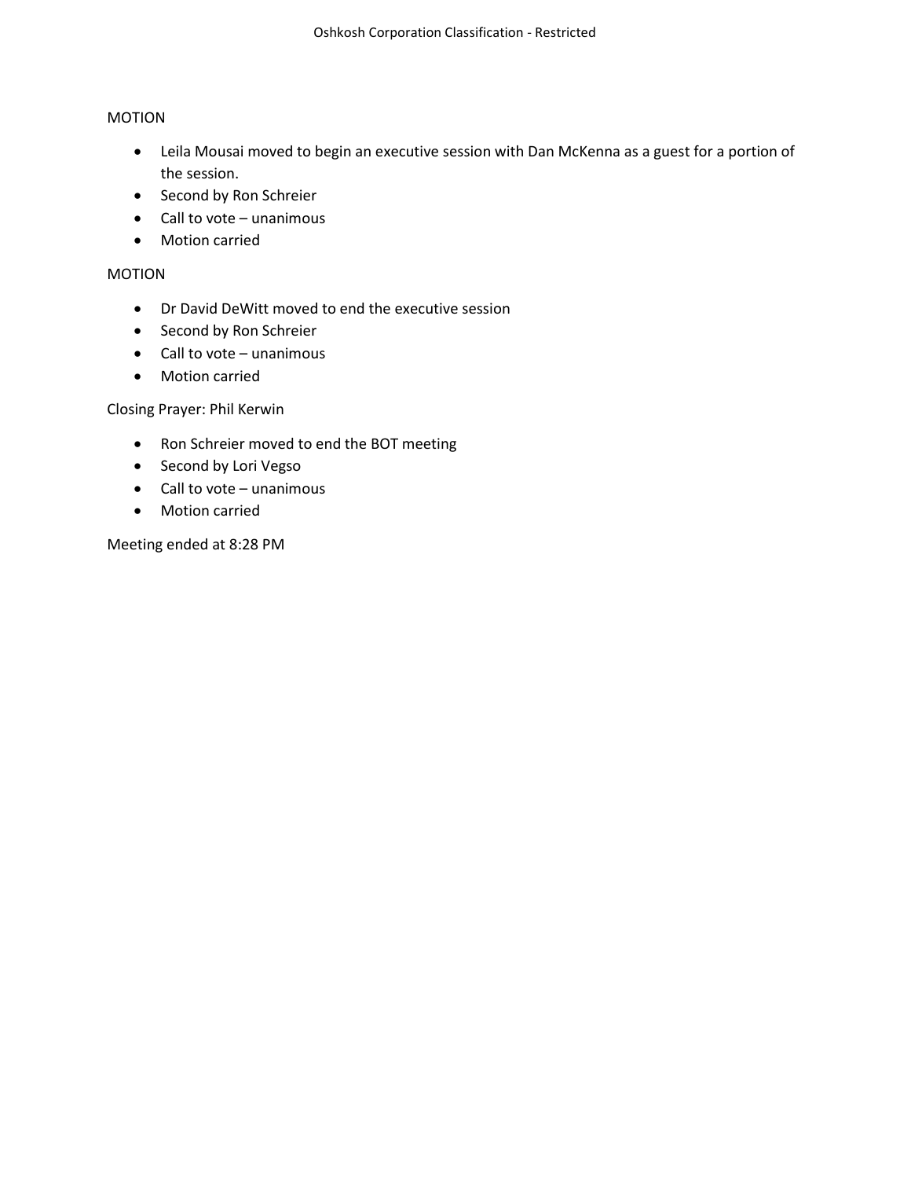MOTION

- Leila Mousai moved to begin an executive session with Dan McKenna as a guest for a portion of the session.
- Second by Ron Schreier
- Call to vote – unanimous
- Motion carried

MOTION

- Dr David DeWitt moved to end the executive session
- Second by Ron Schreier
- Call to vote – unanimous
- Motion carried

Closing Prayer: Phil Kerwin

- Ron Schreier moved to end the BOT meeting
- Second by Lori Vegso
- Call to vote – unanimous
- Motion carried

Meeting ended at 8:28 PM